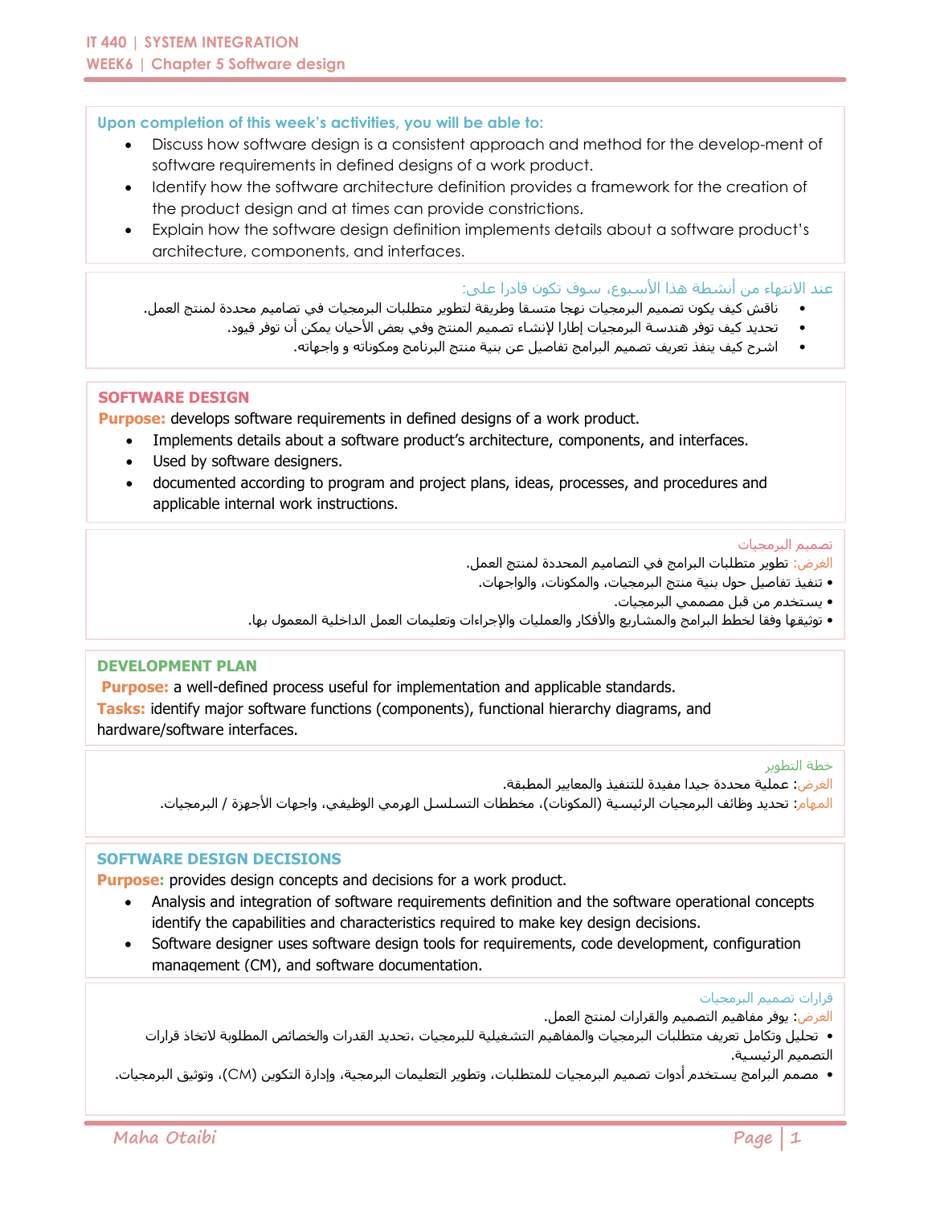**Upon completion of this week's activities, you will be able to:**

- Discuss how software design is a consistent approach and method for the develop-ment of software requirements in defined designs of a work product.
- Identify how the software architecture definition provides a framework for the creation of the product design and at times can provide constrictions.
- Explain how the software design definition implements details about a software product's architecture, components, and interfaces.

عند الانتهاء من أنشطة هذا الأسبوع، سوف تكون قادرا على:

- ناقش كيف يكون تصميم البرمجيات نهجا متسقا وطريقة لتطوير متطلبات البرمجيات في تصاميم محددة لمنتج العمل.
- تحديد كيف توفر هندسة البرمجيات إطارا لإنشاء تصميم المنتج وفي بعض الأحيان يمكن أن توفر قيود.
- اشرح كيف ينفذ تعريف تصميم البرامج تفاصيل عن بنية منتج البرنامج ومكوناته و واجهاته.

## SOFTWARE DESIGN

**Purpose:** develops software requirements in defined designs of a work product.

- Implements details about a software product's architecture, components, and interfaces.
- Used by software designers.
- documented according to program and project plans, ideas, processes, and procedures and applicable internal work instructions.

تصميم البرمجيات

الغرض: تطوير متطلبات البرامج في التصاميم المحددة لمنتج العمل.

- تنفيذ تفاصيل حول بنية منتج البرمجيات، والمكونات، والواجهات.
- يستخدم من قبل مصممي البرمجيات.
- توثيقها وفقا لخطط البرامج والمشاريع والأفكار والعمليات والإجراءات وتعليمات العمل الداخلية المعمول بها.

## DEVELOPMENT PLAN

**Purpose:** a well-defined process useful for implementation and applicable standards.

**Tasks:** identify major software functions (components), functional hierarchy diagrams, and hardware/software interfaces.

خطة التطوير

الغرض: عملية محددة جيدا مفيدة للتنفيذ والمعايير المطبقة.

المهام: تحديد وظائف البرمجيات الرئيسية (المكونات)، مخططات التسلسل الهرمي الوظيفي، واجهات الأجهزة / البرمجيات.

## SOFTWARE DESIGN DECISIONS

**Purpose:** provides design concepts and decisions for a work product.

- Analysis and integration of software requirements definition and the software operational concepts identify the capabilities and characteristics required to make key design decisions.
- Software designer uses software design tools for requirements, code development, configuration management (CM), and software documentation.

قرارات تصميم البرمجيات

الغرض: يوفر مفاهيم التصميم والقرارات لمنتج العمل.

- تحليل وتكامل تعريف متطلبات البرمجيات والمفاهيم التشغيلية للبرمجيات ،تحديد القدرات والخصائص المطلوبة لاتخاذ قرارات التصميم الرئيسية.
- مصمم البرامج يستخدم أدوات تصميم البرمجيات للمتطلبات، وتطوير التعليمات البرمجية، وإدارة التكوين (CM)، وتوثيق البرمجيات.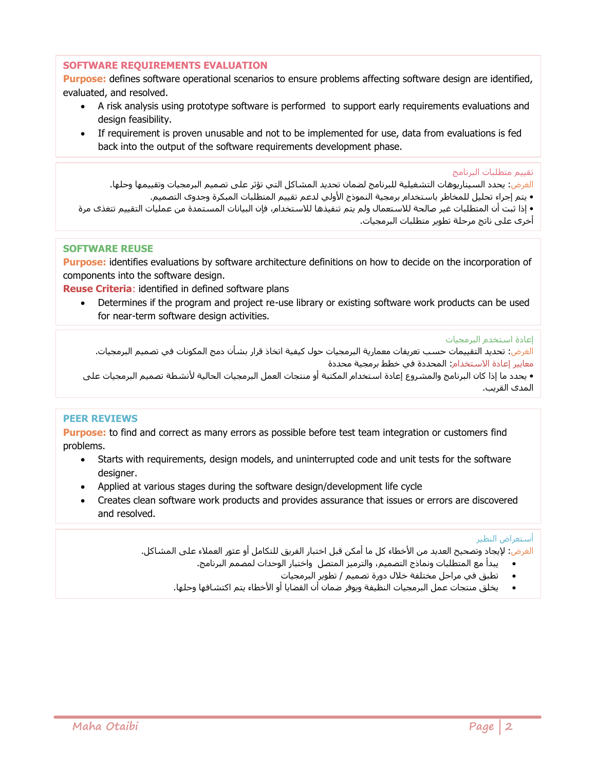## SOFTWARE REQUIREMENTS EVALUATION

**Purpose:** defines software operational scenarios to ensure problems affecting software design are identified, evaluated, and resolved.

- A risk analysis using prototype software is performed to support early requirements evaluations and design feasibility.
- If requirement is proven unusable and not to be implemented for use, data from evaluations is fed back into the output of the software requirements development phase.

## تقييم متطلبات البرنامج

**الغرض**: يحدد السيناريوهات التشغيلية للبرنامج لضمان تحديد المشاكل التي تؤثر على تصميم البرمجيات وتقييمها وحلها.

- يتم إجراء تحليل للمخاطر باستخدام برمجية النموذج الأولي لدعم تقييم المتطلبات المبكرة وجدوى التصميم.
- إذا ثبت أن المتطلبات غير صالحة للاستعمال ولم يتم تنفيذها للاستخدام، فإن البيانات المستمدة من عمليات التقييم تتغذى مرة أخرى على ناتج مرحلة تطوير متطلبات البرمجيات.

## SOFTWARE REUSE

**Purpose:** identifies evaluations by software architecture definitions on how to decide on the incorporation of components into the software design.

**Reuse Criteria**: identified in defined software plans

- Determines if the program and project re-use library or existing software work products can be used for near-term software design activities.

## إعادة استخدم البرمجيات

**الغرض**: تحديد التقييمات حسب تعريفات معمارية البرمجيات حول كيفية اتخاذ قرار بشأن دمج المكونات في تصميم البرمجيات.

**معايير إعادة الاستخدام**: المحددة في خطط برمجية محددة

- يحدد ما إذا كان البرنامج والمشروع إعادة استخدام المكتبة أو منتجات العمل البرمجيات الحالية لأنشطة تصميم البرمجيات على المدى القريب.

## PEER REVIEWS

**Purpose:** to find and correct as many errors as possible before test team integration or customers find problems.

- Starts with requirements, design models, and uninterrupted code and unit tests for the software designer.
- Applied at various stages during the software design/development life cycle
- Creates clean software work products and provides assurance that issues or errors are discovered and resolved.

## أستعراض النظير

**الغرض**: لإيجاد وتصحيح العديد من الأخطاء كل ما أمكن قبل اختبار الفريق للتكامل أو عثور العملاء على المشاكل.

- يبدأ مع المتطلبات ونماذج التصميم، والترميز المتصل واختبار الوحدات لمصمم البرنامج.
- تطبق في مراحل مختلفة خلال دورة تصميم / تطوير البرمجيات
- يخلق منتجات عمل البرمجيات النظيفة ويوفر ضمان أن القضايا أو الأخطاء يتم اكتشافها وحلها.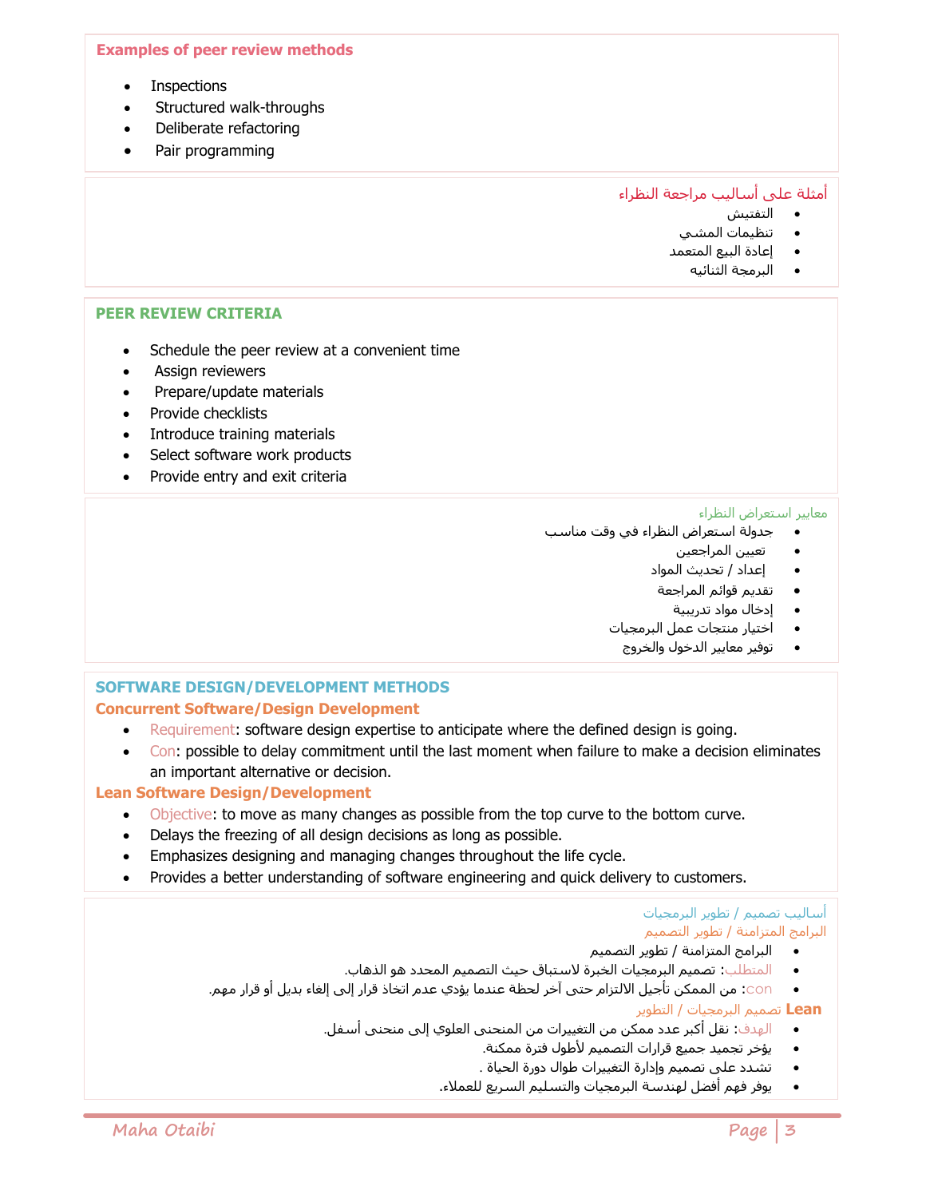### Examples of peer review methods

- Inspections
- Structured walk-throughs
- Deliberate refactoring
- Pair programming

### أمثلة على أساليب مراجعة النظراء

- التفتيش
- تنظيمات المشي
- إعادة البيع المتعمد
- البرمجة الثنائيه

### PEER REVIEW CRITERIA

- Schedule the peer review at a convenient time
- Assign reviewers
- Prepare/update materials
- Provide checklists
- Introduce training materials
- Select software work products
- Provide entry and exit criteria

### معايير استعراض النظراء

- جدولة استعراض النظراء في وقت مناسب
- تعيين المراجعين
- إعداد / تحديث المواد
- تقديم قوائم المراجعة
- إدخال مواد تدريبية
- اختيار منتجات عمل البرمجيات
- توفير معايير الدخول والخروج

### SOFTWARE DESIGN/DEVELOPMENT METHODS

**Concurrent Software/Design Development**

- Requirement: software design expertise to anticipate where the defined design is going.
- Con: possible to delay commitment until the last moment when failure to make a decision eliminates an important alternative or decision.

**Lean Software Design/Development**

- Objective: to move as many changes as possible from the top curve to the bottom curve.
- Delays the freezing of all design decisions as long as possible.
- Emphasizes designing and managing changes throughout the life cycle.
- Provides a better understanding of software engineering and quick delivery to customers.

### أساليب تصميم / تطوير البرمجيات

**البرامج المتزامنة / تطوير التصميم**

- البرامج المتزامنة / تطوير التصميم
- المتطلب: تصميم البرمجيات الخبرة لاستباق حيث التصميم المحدد هو الذهاب.
- con: من الممكن تأجيل الالتزام حتى آخر لحظة عندما يؤدي عدم اتخاذ قرار إلى إلغاء بديل أو قرار مهم.

**Lean تصميم البرمجيات / التطوير**

- الهدف: نقل أكبر عدد ممكن من التغييرات من المنحنى العلوي إلى منحنى أسفل.
- يؤخر تجميد جميع قرارات التصميم لأطول فترة ممكنة.
- تشدد على تصميم وإدارة التغييرات طوال دورة الحياة .
- يوفر فهم أفضل لهندسة البرمجيات والتسليم السريع للعملاء.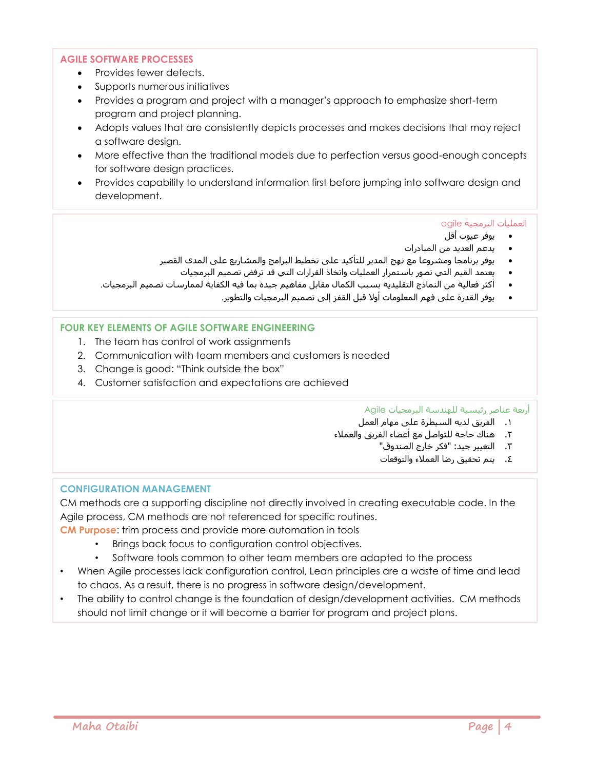## AGILE SOFTWARE PROCESSES

- Provides fewer defects.
- Supports numerous initiatives
- Provides a program and project with a manager's approach to emphasize short-term program and project planning.
- Adopts values that are consistently depicts processes and makes decisions that may reject a software design.
- More effective than the traditional models due to perfection versus good-enough concepts for software design practices.
- Provides capability to understand information first before jumping into software design and development.

## العمليات البرمجية agile

- يوفر عيوب أقل
- يدعم العديد من المبادرات
- يوفر برنامجا ومشروعا مع نهج المدير للتأكيد على تخطيط البرامج والمشاريع على المدى القصير
- يعتمد القيم التي تصور باستمرار العمليات واتخاذ القرارات التي قد ترفض تصميم البرمجيات
- أكثر فعالية من النماذج التقليدية بسبب الكمال مقابل مفاهيم جيدة بما فيه الكفاية لممارسات تصميم البرمجيات.
- يوفر القدرة على فهم المعلومات أولا قبل القفز إلى تصميم البرمجيات والتطوير.

## FOUR KEY ELEMENTS OF AGILE SOFTWARE ENGINEERING

1. The team has control of work assignments
2. Communication with team members and customers is needed
3. Change is good: "Think outside the box"
4. Customer satisfaction and expectations are achieved

## أربعة عناصر رئيسية للهندسة البرمجيات Agile

١. الفريق لديه السيطرة على مهام العمل
٢. هناك حاجة للتواصل مع أعضاء الفريق والعملاء
٣. التغيير جيد: "فكر خارج الصندوق"
٤. يتم تحقيق رضا العملاء والتوقعات

## CONFIGURATION MANAGEMENT

CM methods are a supporting discipline not directly involved in creating executable code. In the Agile process, CM methods are not referenced for specific routines.

**CM Purpose**: trim process and provide more automation in tools

- Brings back focus to configuration control objectives.
- Software tools common to other team members are adapted to the process

- When Agile processes lack configuration control, Lean principles are a waste of time and lead to chaos. As a result, there is no progress in software design/development.
- The ability to control change is the foundation of design/development activities. CM methods should not limit change or it will become a barrier for program and project plans.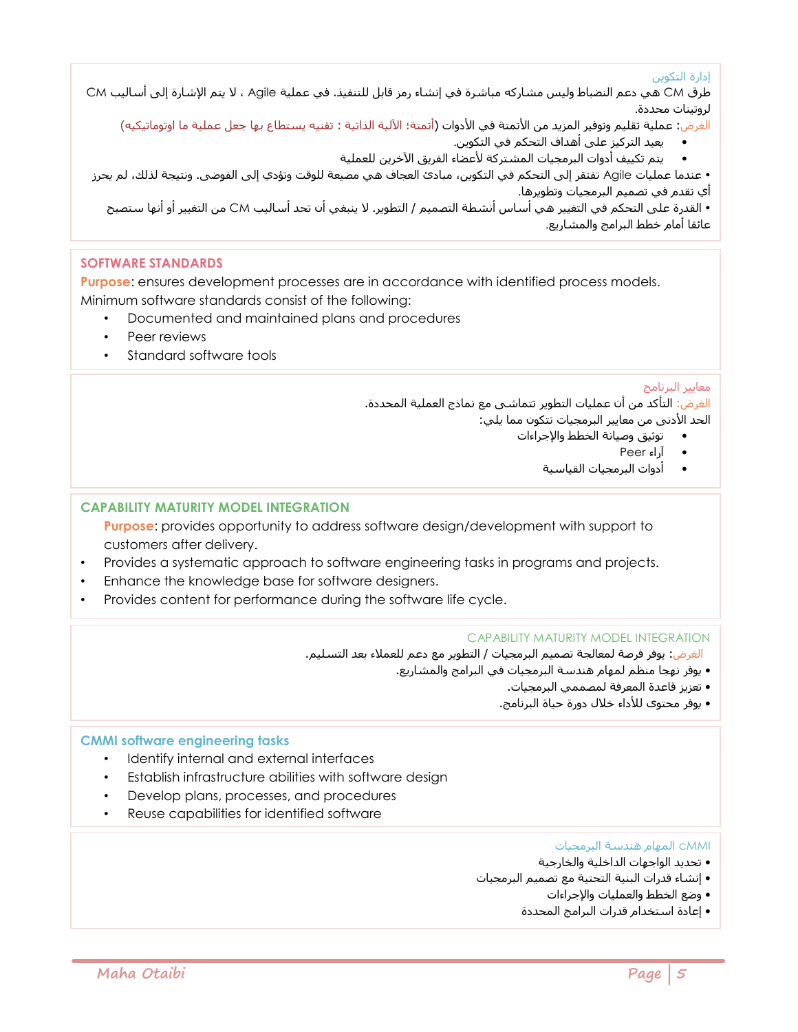إدارة التكوين

طرق CM هي دعم النضباط وليس مشاركه مباشرة في إنشاء رمز قابل للتنفيذ. في عملية Agile ، لا يتم الإشارة إلى أساليب CM لروتينات محددة.

الغرض: عملية تقليم وتوفير المزيد من الأتمتة في الأدوات (أتمتة؛ الآلية الذاتية : تقنيه يستطاع بها جعل عملية ما اوتوماتيكيه)

- يعيد التركيز على أهداف التحكم في التكوين.
- يتم تكييف أدوات البرمجيات المشتركة لأعضاء الفريق الآخرين للعملية

• عندما عمليات Agile تفتقر إلى التحكم في التكوين، مبادئ العجاف هي مضيعة للوقت وتؤدي إلى الفوضى. ونتيجة لذلك، لم يحرز أي تقدم في تصميم البرمجيات وتطويرها.

• القدرة على التحكم في التغيير هي أساس أنشطة التصميم / التطوير. لا ينبغي أن تحد أساليب CM من التغيير أو أنها ستصبح عائقا أمام خطط البرامج والمشاريع.

## SOFTWARE STANDARDS

**Purpose**: ensures development processes are in accordance with identified process models.

Minimum software standards consist of the following:

- Documented and maintained plans and procedures
- Peer reviews
- Standard software tools

معايير البرنامج

الغرض: التأكد من أن عمليات التطوير تتماشى مع نماذج العملية المحددة.

الحد الأدنى من معايير البرمجيات تتكون مما يلي:

- توثيق وصيانة الخطط والإجراءات
- آراء Peer
- أدوات البرمجيات القياسية

## CAPABILITY MATURITY MODEL INTEGRATION

**Purpose**: provides opportunity to address software design/development with support to customers after delivery.

- Provides a systematic approach to software engineering tasks in programs and projects.
- Enhance the knowledge base for software designers.
- Provides content for performance during the software life cycle.

CAPABILITY MATURITY MODEL INTEGRATION

الغرض: يوفر فرصة لمعالجة تصميم البرمجيات / التطوير مع دعم للعملاء بعد التسليم.

- يوفر نهجا منظم لمهام هندسة البرمجيات في البرامج والمشاريع.
- تعزيز قاعدة المعرفة لمصممي البرمجيات.
- يوفر محتوى للأداء خلال دورة حياة البرنامج.

## CMMI software engineering tasks

- Identify internal and external interfaces
- Establish infrastructure abilities with software design
- Develop plans, processes, and procedures
- Reuse capabilities for identified software

cMMI المهام هندسة البرمجيات

- تحديد الواجهات الداخلية والخارجية
- إنشاء قدرات البنية التحتية مع تصميم البرمجيات
- وضع الخطط والعمليات والإجراءات
- إعادة استخدام قدرات البرامج المحددة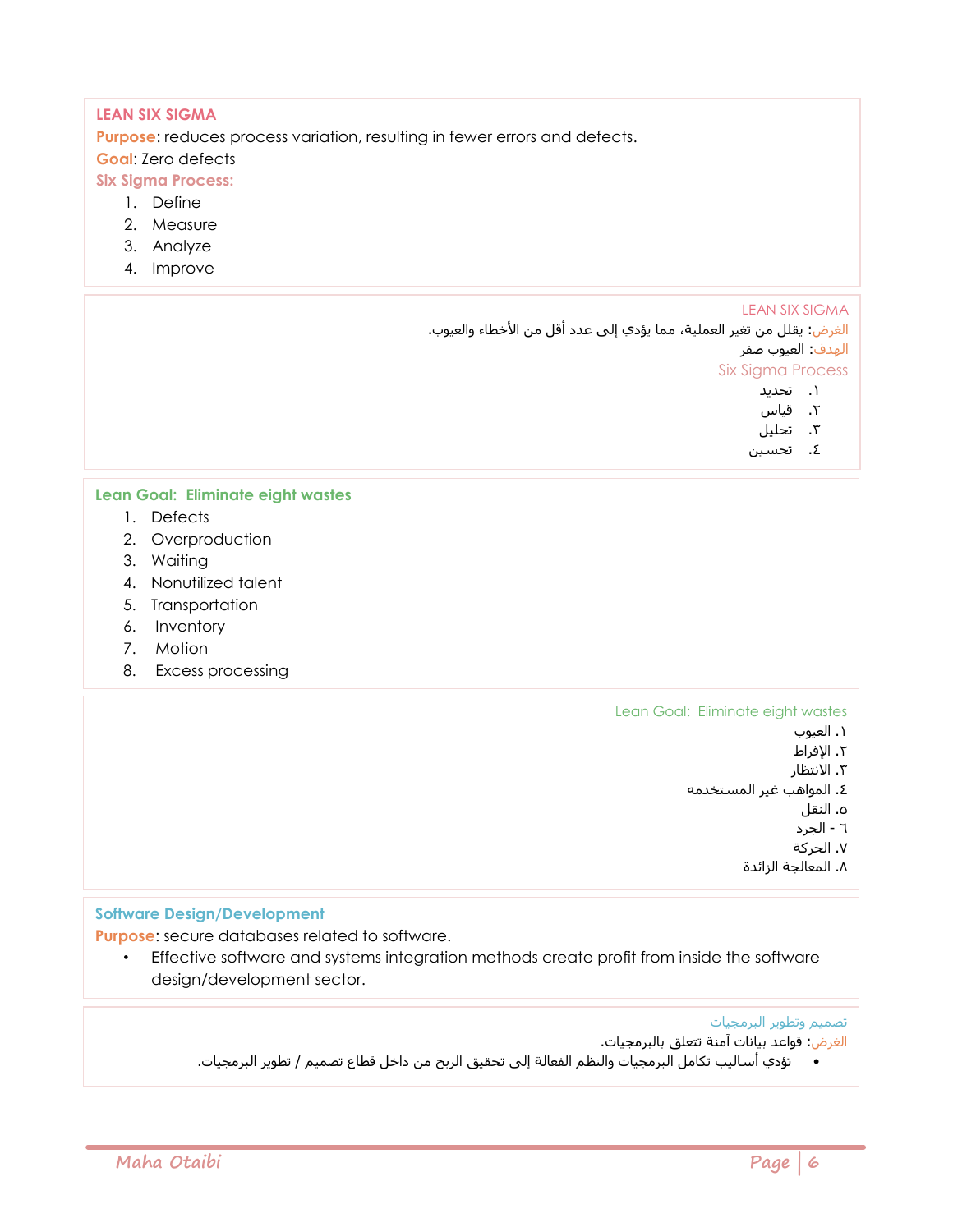**LEAN SIX SIGMA**

**Purpose**: reduces process variation, resulting in fewer errors and defects.

**Goal**: Zero defects

**Six Sigma Process:**

1. Define
2. Measure
3. Analyze
4. Improve

LEAN SIX SIGMA

الغرض: يقلل من تغير العملية، مما يؤدي إلى عدد أقل من الأخطاء والعيوب.

الهدف: العيوب صفر

Six Sigma Process

١. تحديد
٢. قياس
٣. تحليل
٤. تحسين

**Lean Goal: Eliminate eight wastes**

1. Defects
2. Overproduction
3. Waiting
4. Nonutilized talent
5. Transportation
6. Inventory
7. Motion
8. Excess processing

Lean Goal: Eliminate eight wastes

١. العيوب
٢. الإفراط
٣. الانتظار
٤. المواهب غير المستخدمه
٥. النقل
٦ - الجرد
٧. الحركة
٨. المعالجة الزائدة

**Software Design/Development**

**Purpose**: secure databases related to software.

- Effective software and systems integration methods create profit from inside the software design/development sector.

تصميم وتطوير البرمجيات

الغرض: قواعد بيانات آمنة تتعلق بالبرمجيات.

- تؤدي أساليب تكامل البرمجيات والنظم الفعالة إلى تحقيق الربح من داخل قطاع تصميم / تطوير البرمجيات.